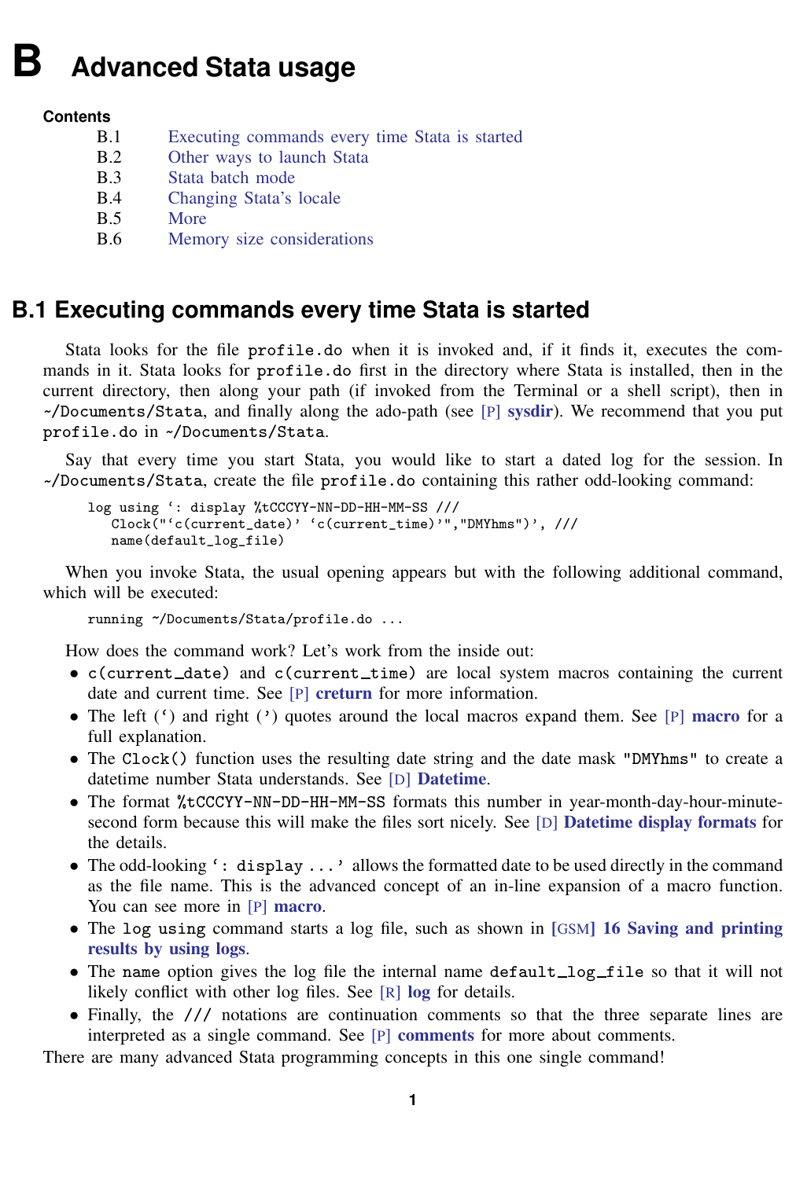# B Advanced Stata usage

**Contents**

- B.1 Executing commands every time Stata is started
- B.2 Other ways to launch Stata
- B.3 Stata batch mode
- B.4 Changing Stata's locale
- B.5 More
- B.6 Memory size considerations

## B.1 Executing commands every time Stata is started

Stata looks for the file `profile.do` when it is invoked and, if it finds it, executes the commands in it. Stata looks for `profile.do` first in the directory where Stata is installed, then in the current directory, then along your path (if invoked from the Terminal or a shell script), then in `~/Documents/Stata`, and finally along the ado-path (see [P] **sysdir**). We recommend that you put `profile.do` in `~/Documents/Stata`.

Say that every time you start Stata, you would like to start a dated log for the session. In `~/Documents/Stata`, create the file `profile.do` containing this rather odd-looking command:

```
log using `: display %tCCCYY-NN-DD-HH-MM-SS ///
   Clock("`c(current_date)' `c(current_time)'","DMYhms")', ///
   name(default_log_file)
```

When you invoke Stata, the usual opening appears but with the following additional command, which will be executed:

```
running ~/Documents/Stata/profile.do ...
```

How does the command work? Let's work from the inside out:

- `c(current_date)` and `c(current_time)` are local system macros containing the current date and current time. See [P] **creturn** for more information.
- The left (`) and right (') quotes around the local macros expand them. See [P] **macro** for a full explanation.
- The `Clock()` function uses the resulting date string and the date mask `"DMYhms"` to create a datetime number Stata understands. See [D] **Datetime**.
- The format `%tCCCYY-NN-DD-HH-MM-SS` formats this number in year-month-day-hour-minute-second form because this will make the files sort nicely. See [D] **Datetime display formats** for the details.
- The odd-looking `` `: display ...' `` allows the formatted date to be used directly in the command as the file name. This is the advanced concept of an in-line expansion of a macro function. You can see more in [P] **macro**.
- The `log using` command starts a log file, such as shown in [GSM] **16 Saving and printing results by using logs**.
- The `name` option gives the log file the internal name `default_log_file` so that it will not likely conflict with other log files. See [R] **log** for details.
- Finally, the `///` notations are continuation comments so that the three separate lines are interpreted as a single command. See [P] **comments** for more about comments.

There are many advanced Stata programming concepts in this one single command!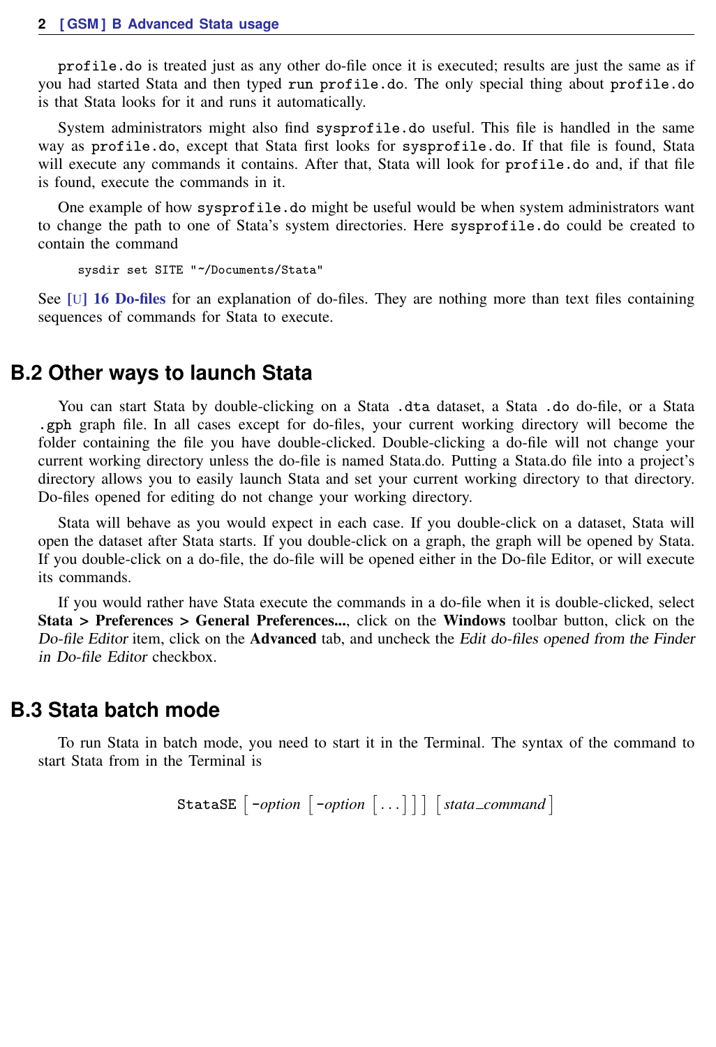`profile.do` is treated just as any other do-file once it is executed; results are just the same as if you had started Stata and then typed `run profile.do`. The only special thing about `profile.do` is that Stata looks for it and runs it automatically.

System administrators might also find `sysprofile.do` useful. This file is handled in the same way as `profile.do`, except that Stata first looks for `sysprofile.do`. If that file is found, Stata will execute any commands it contains. After that, Stata will look for `profile.do` and, if that file is found, execute the commands in it.

One example of how `sysprofile.do` might be useful would be when system administrators want to change the path to one of Stata's system directories. Here `sysprofile.do` could be created to contain the command

```
sysdir set SITE "~/Documents/Stata"
```

See [U] **16 Do-files** for an explanation of do-files. They are nothing more than text files containing sequences of commands for Stata to execute.

## B.2 Other ways to launch Stata

You can start Stata by double-clicking on a Stata `.dta` dataset, a Stata `.do` do-file, or a Stata `.gph` graph file. In all cases except for do-files, your current working directory will become the folder containing the file you have double-clicked. Double-clicking a do-file will not change your current working directory unless the do-file is named Stata.do. Putting a Stata.do file into a project's directory allows you to easily launch Stata and set your current working directory to that directory. Do-files opened for editing do not change your working directory.

Stata will behave as you would expect in each case. If you double-click on a dataset, Stata will open the dataset after Stata starts. If you double-click on a graph, the graph will be opened by Stata. If you double-click on a do-file, the do-file will be opened either in the Do-file Editor, or will execute its commands.

If you would rather have Stata execute the commands in a do-file when it is double-clicked, select **Stata > Preferences > General Preferences...**, click on the **Windows** toolbar button, click on the *Do-file Editor* item, click on the **Advanced** tab, and uncheck the *Edit do-files opened from the Finder in Do-file Editor* checkbox.

## B.3 Stata batch mode

To run Stata in batch mode, you need to start it in the Terminal. The syntax of the command to start Stata from in the Terminal is

`StataSE` [ -*option* [ -*option* [ ... ] ] ] [ *stata_command* ]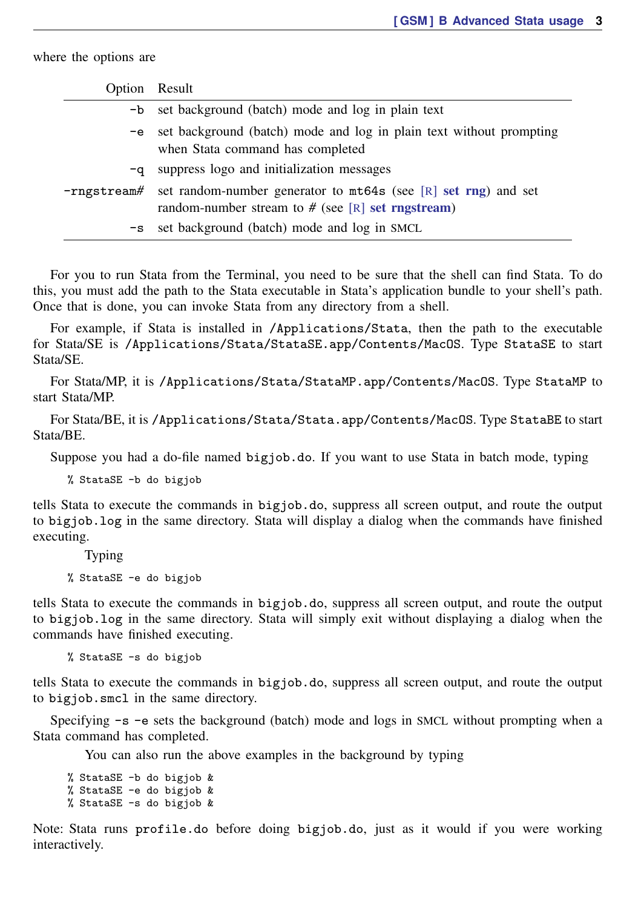where the options are

| Option | Result |
| --- | --- |
| -b | set background (batch) mode and log in plain text |
| -e | set background (batch) mode and log in plain text without prompting when Stata command has completed |
| -q | suppress logo and initialization messages |
| -rngstream# | set random-number generator to mt64s (see [R] set rng) and set random-number stream to # (see [R] set rngstream) |
| -s | set background (batch) mode and log in SMCL |

For you to run Stata from the Terminal, you need to be sure that the shell can find Stata. To do this, you must add the path to the Stata executable in Stata's application bundle to your shell's path. Once that is done, you can invoke Stata from any directory from a shell.

For example, if Stata is installed in /Applications/Stata, then the path to the executable for Stata/SE is /Applications/Stata/StataSE.app/Contents/MacOS. Type StataSE to start Stata/SE.

For Stata/MP, it is /Applications/Stata/StataMP.app/Contents/MacOS. Type StataMP to start Stata/MP.

For Stata/BE, it is /Applications/Stata/Stata.app/Contents/MacOS. Type StataBE to start Stata/BE.

Suppose you had a do-file named bigjob.do. If you want to use Stata in batch mode, typing

```
% StataSE -b do bigjob
```

tells Stata to execute the commands in bigjob.do, suppress all screen output, and route the output to bigjob.log in the same directory. Stata will display a dialog when the commands have finished executing.

Typing

```
% StataSE -e do bigjob
```

tells Stata to execute the commands in bigjob.do, suppress all screen output, and route the output to bigjob.log in the same directory. Stata will simply exit without displaying a dialog when the commands have finished executing.

```
% StataSE -s do bigjob
```

tells Stata to execute the commands in bigjob.do, suppress all screen output, and route the output to bigjob.smcl in the same directory.

Specifying -s -e sets the background (batch) mode and logs in SMCL without prompting when a Stata command has completed.

You can also run the above examples in the background by typing

```
% StataSE -b do bigjob &
% StataSE -e do bigjob &
% StataSE -s do bigjob &
```

Note: Stata runs profile.do before doing bigjob.do, just as it would if you were working interactively.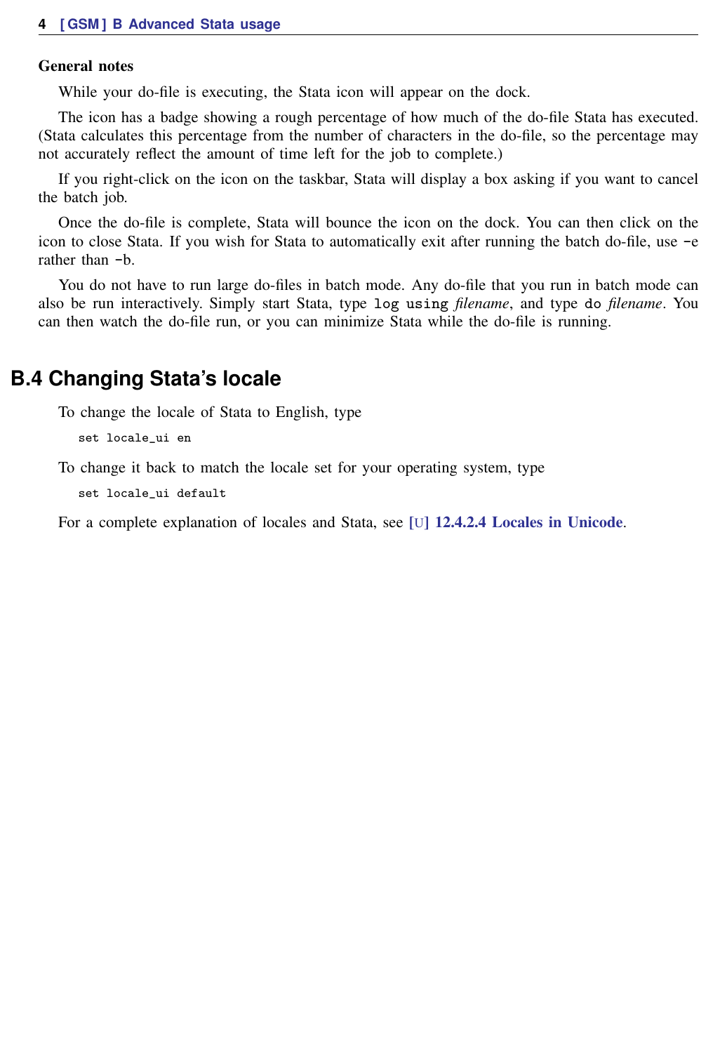### General notes

While your do-file is executing, the Stata icon will appear on the dock.

The icon has a badge showing a rough percentage of how much of the do-file Stata has executed. (Stata calculates this percentage from the number of characters in the do-file, so the percentage may not accurately reflect the amount of time left for the job to complete.)

If you right-click on the icon on the taskbar, Stata will display a box asking if you want to cancel the batch job.

Once the do-file is complete, Stata will bounce the icon on the dock. You can then click on the icon to close Stata. If you wish for Stata to automatically exit after running the batch do-file, use `-e` rather than `-b`.

You do not have to run large do-files in batch mode. Any do-file that you run in batch mode can also be run interactively. Simply start Stata, type `log using` *filename*, and type `do` *filename*. You can then watch the do-file run, or you can minimize Stata while the do-file is running.

## B.4 Changing Stata's locale

To change the locale of Stata to English, type

```
set locale_ui en
```

To change it back to match the locale set for your operating system, type

```
set locale_ui default
```

For a complete explanation of locales and Stata, see **[U] 12.4.2.4 Locales in Unicode**.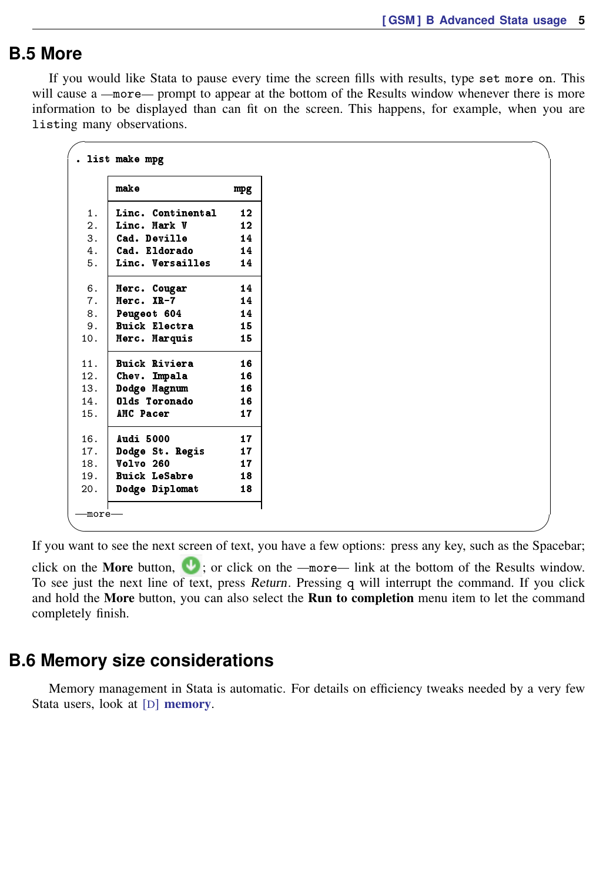## B.5 More

If you would like Stata to pause every time the screen fills with results, type `set more on`. This will cause a —more— prompt to appear at the bottom of the Results window whenever there is more information to be displayed than can fit on the screen. This happens, for example, when you are listing many observations.

```
. list make mpg

     +---------------------------+
     | make                  mpg |
     |---------------------------|
  1. | Linc. Continental      12 |
  2. | Linc. Mark V           12 |
  3. | Cad. Deville           14 |
  4. | Cad. Eldorado          14 |
  5. | Linc. Versailles       14 |
     |---------------------------|
  6. | Merc. Cougar           14 |
  7. | Merc. XR-7             14 |
  8. | Peugeot 604            14 |
  9. | Buick Electra          15 |
 10. | Merc. Marquis          15 |
     |---------------------------|
 11. | Buick Riviera          16 |
 12. | Chev. Impala           16 |
 13. | Dodge Magnum           16 |
 14. | Olds Toronado          16 |
 15. | AMC Pacer              17 |
     |---------------------------|
 16. | Audi 5000              17 |
 17. | Dodge St. Regis        17 |
 18. | Volvo 260              17 |
 19. | Buick LeSabre          18 |
 20. | Dodge Diplomat         18 |
     |---------------------------|
--more--
```

If you want to see the next screen of text, you have a few options: press any key, such as the Spacebar; click on the **More** button, ; or click on the —more— link at the bottom of the Results window. To see just the next line of text, press *Return*. Pressing `q` will interrupt the command. If you click and hold the **More** button, you can also select the **Run to completion** menu item to let the command completely finish.

## B.6 Memory size considerations

Memory management in Stata is automatic. For details on efficiency tweaks needed by a very few Stata users, look at [D] **memory**.